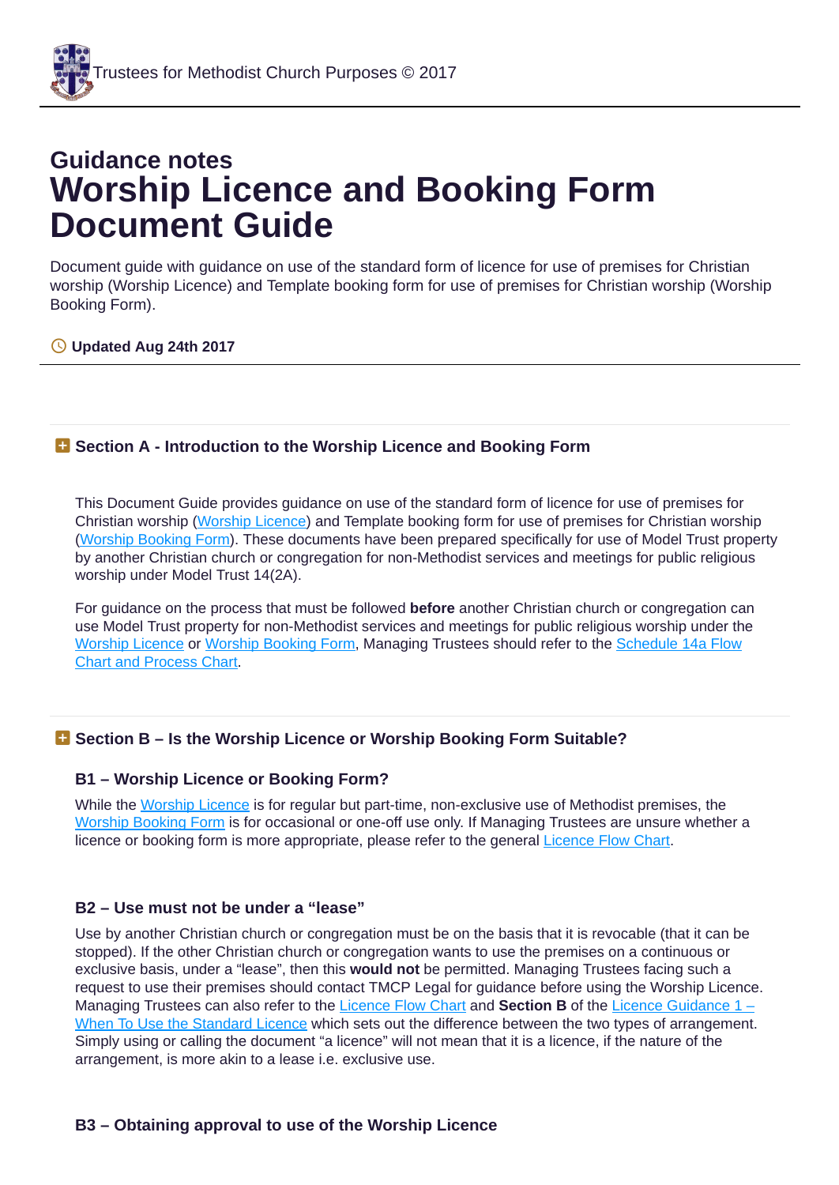Trustees for Methodist Church Purposes © 2017

## Guidance notes

# Worship Licence and Booking Form Document Guide

Document guide with guidance on use of the standard form of licence for use of premises for Christian worship (Worship Licence) and Template booking form for use of premises for Christian worship (Worship Booking Form).

**Updated Aug 24th 2017**

### Section A - Introduction to the Worship Licence and Booking Form

This Document Guide provides guidance on use of the standard form of licence for use of premises for Christian worship (Worship Licence) and Template booking form for use of premises for Christian worship (Worship Booking Form). These documents have been prepared specifically for use of Model Trust property by another Christian church or congregation for non-Methodist services and meetings for public religious worship under Model Trust 14(2A).

For guidance on the process that must be followed **before** another Christian church or congregation can use Model Trust property for non-Methodist services and meetings for public religious worship under the Worship Licence or Worship Booking Form, Managing Trustees should refer to the Schedule 14a Flow Chart and Process Chart.

### Section B – Is the Worship Licence or Worship Booking Form Suitable?

#### B1 – Worship Licence or Booking Form?

While the Worship Licence is for regular but part-time, non-exclusive use of Methodist premises, the Worship Booking Form is for occasional or one-off use only. If Managing Trustees are unsure whether a licence or booking form is more appropriate, please refer to the general Licence Flow Chart.

#### B2 – Use must not be under a "lease"

Use by another Christian church or congregation must be on the basis that it is revocable (that it can be stopped). If the other Christian church or congregation wants to use the premises on a continuous or exclusive basis, under a "lease", then this **would not** be permitted. Managing Trustees facing such a request to use their premises should contact TMCP Legal for guidance before using the Worship Licence. Managing Trustees can also refer to the Licence Flow Chart and **Section B** of the Licence Guidance 1 – When To Use the Standard Licence which sets out the difference between the two types of arrangement. Simply using or calling the document "a licence" will not mean that it is a licence, if the nature of the arrangement, is more akin to a lease i.e. exclusive use.

#### B3 – Obtaining approval to use of the Worship Licence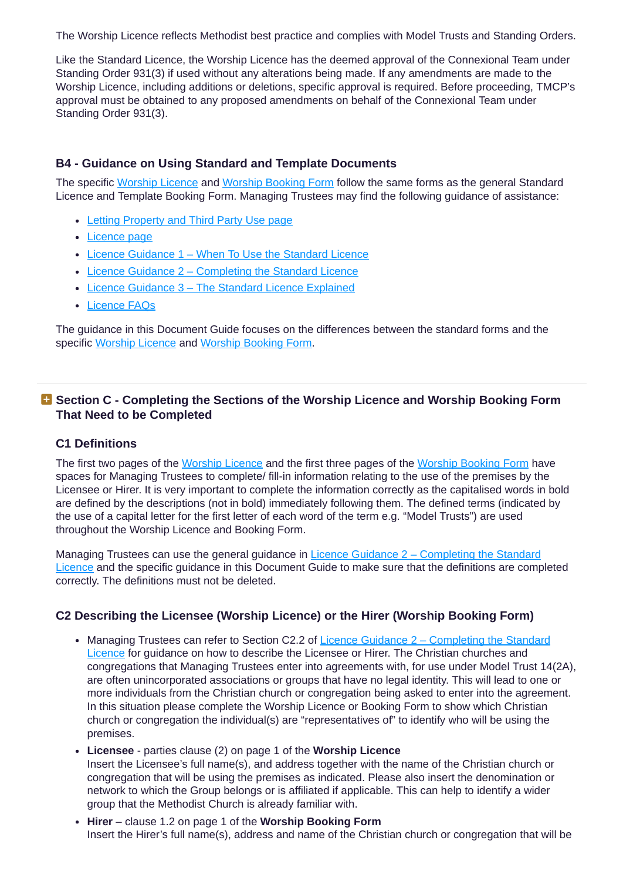The Worship Licence reflects Methodist best practice and complies with Model Trusts and Standing Orders.

Like the Standard Licence, the Worship Licence has the deemed approval of the Connexional Team under Standing Order 931(3) if used without any alterations being made. If any amendments are made to the Worship Licence, including additions or deletions, specific approval is required. Before proceeding, TMCP's approval must be obtained to any proposed amendments on behalf of the Connexional Team under Standing Order 931(3).

### B4 - Guidance on Using Standard and Template Documents

The specific Worship Licence and Worship Booking Form follow the same forms as the general Standard Licence and Template Booking Form. Managing Trustees may find the following guidance of assistance:

- Letting Property and Third Party Use page
- Licence page
- Licence Guidance 1 – When To Use the Standard Licence
- Licence Guidance 2 – Completing the Standard Licence
- Licence Guidance 3 – The Standard Licence Explained
- Licence FAQs

The guidance in this Document Guide focuses on the differences between the standard forms and the specific Worship Licence and Worship Booking Form.

## Section C - Completing the Sections of the Worship Licence and Worship Booking Form That Need to be Completed

### C1 Definitions

The first two pages of the Worship Licence and the first three pages of the Worship Booking Form have spaces for Managing Trustees to complete/ fill-in information relating to the use of the premises by the Licensee or Hirer. It is very important to complete the information correctly as the capitalised words in bold are defined by the descriptions (not in bold) immediately following them. The defined terms (indicated by the use of a capital letter for the first letter of each word of the term e.g. "Model Trusts") are used throughout the Worship Licence and Booking Form.

Managing Trustees can use the general guidance in Licence Guidance 2 – Completing the Standard Licence and the specific guidance in this Document Guide to make sure that the definitions are completed correctly. The definitions must not be deleted.

### C2 Describing the Licensee (Worship Licence) or the Hirer (Worship Booking Form)

- Managing Trustees can refer to Section C2.2 of Licence Guidance 2 – Completing the Standard Licence for guidance on how to describe the Licensee or Hirer. The Christian churches and congregations that Managing Trustees enter into agreements with, for use under Model Trust 14(2A), are often unincorporated associations or groups that have no legal identity. This will lead to one or more individuals from the Christian church or congregation being asked to enter into the agreement. In this situation please complete the Worship Licence or Booking Form to show which Christian church or congregation the individual(s) are "representatives of" to identify who will be using the premises.
- **Licensee** - parties clause (2) on page 1 of the **Worship Licence**
  Insert the Licensee's full name(s), and address together with the name of the Christian church or congregation that will be using the premises as indicated. Please also insert the denomination or network to which the Group belongs or is affiliated if applicable. This can help to identify a wider group that the Methodist Church is already familiar with.
- **Hirer** – clause 1.2 on page 1 of the **Worship Booking Form**
  Insert the Hirer's full name(s), address and name of the Christian church or congregation that will be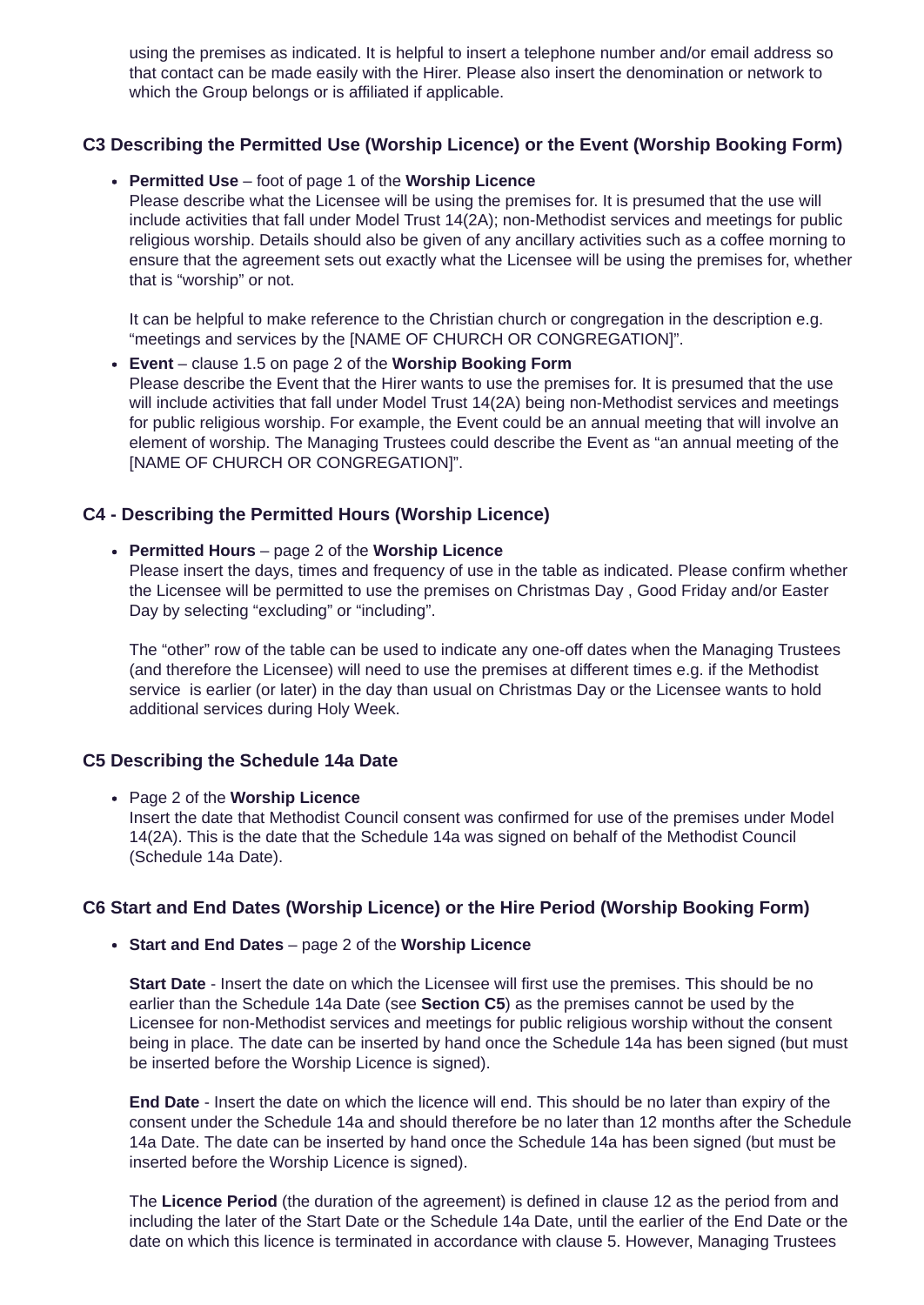using the premises as indicated. It is helpful to insert a telephone number and/or email address so that contact can be made easily with the Hirer. Please also insert the denomination or network to which the Group belongs or is affiliated if applicable.

### C3 Describing the Permitted Use (Worship Licence) or the Event (Worship Booking Form)

- **Permitted Use** – foot of page 1 of the **Worship Licence**
  Please describe what the Licensee will be using the premises for. It is presumed that the use will include activities that fall under Model Trust 14(2A); non-Methodist services and meetings for public religious worship. Details should also be given of any ancillary activities such as a coffee morning to ensure that the agreement sets out exactly what the Licensee will be using the premises for, whether that is "worship" or not.

  It can be helpful to make reference to the Christian church or congregation in the description e.g. "meetings and services by the [NAME OF CHURCH OR CONGREGATION]".

- **Event** – clause 1.5 on page 2 of the **Worship Booking Form**
  Please describe the Event that the Hirer wants to use the premises for. It is presumed that the use will include activities that fall under Model Trust 14(2A) being non-Methodist services and meetings for public religious worship. For example, the Event could be an annual meeting that will involve an element of worship. The Managing Trustees could describe the Event as "an annual meeting of the [NAME OF CHURCH OR CONGREGATION]".

### C4 - Describing the Permitted Hours (Worship Licence)

- **Permitted Hours** – page 2 of the **Worship Licence**
  Please insert the days, times and frequency of use in the table as indicated. Please confirm whether the Licensee will be permitted to use the premises on Christmas Day , Good Friday and/or Easter Day by selecting "excluding" or "including".

  The "other" row of the table can be used to indicate any one-off dates when the Managing Trustees (and therefore the Licensee) will need to use the premises at different times e.g. if the Methodist service is earlier (or later) in the day than usual on Christmas Day or the Licensee wants to hold additional services during Holy Week.

### C5 Describing the Schedule 14a Date

- Page 2 of the **Worship Licence**
  Insert the date that Methodist Council consent was confirmed for use of the premises under Model 14(2A). This is the date that the Schedule 14a was signed on behalf of the Methodist Council (Schedule 14a Date).

### C6 Start and End Dates (Worship Licence) or the Hire Period (Worship Booking Form)

- **Start and End Dates** – page 2 of the **Worship Licence**

  **Start Date** - Insert the date on which the Licensee will first use the premises. This should be no earlier than the Schedule 14a Date (see **Section C5**) as the premises cannot be used by the Licensee for non-Methodist services and meetings for public religious worship without the consent being in place. The date can be inserted by hand once the Schedule 14a has been signed (but must be inserted before the Worship Licence is signed).

  **End Date** - Insert the date on which the licence will end. This should be no later than expiry of the consent under the Schedule 14a and should therefore be no later than 12 months after the Schedule 14a Date. The date can be inserted by hand once the Schedule 14a has been signed (but must be inserted before the Worship Licence is signed).

  The **Licence Period** (the duration of the agreement) is defined in clause 12 as the period from and including the later of the Start Date or the Schedule 14a Date, until the earlier of the End Date or the date on which this licence is terminated in accordance with clause 5. However, Managing Trustees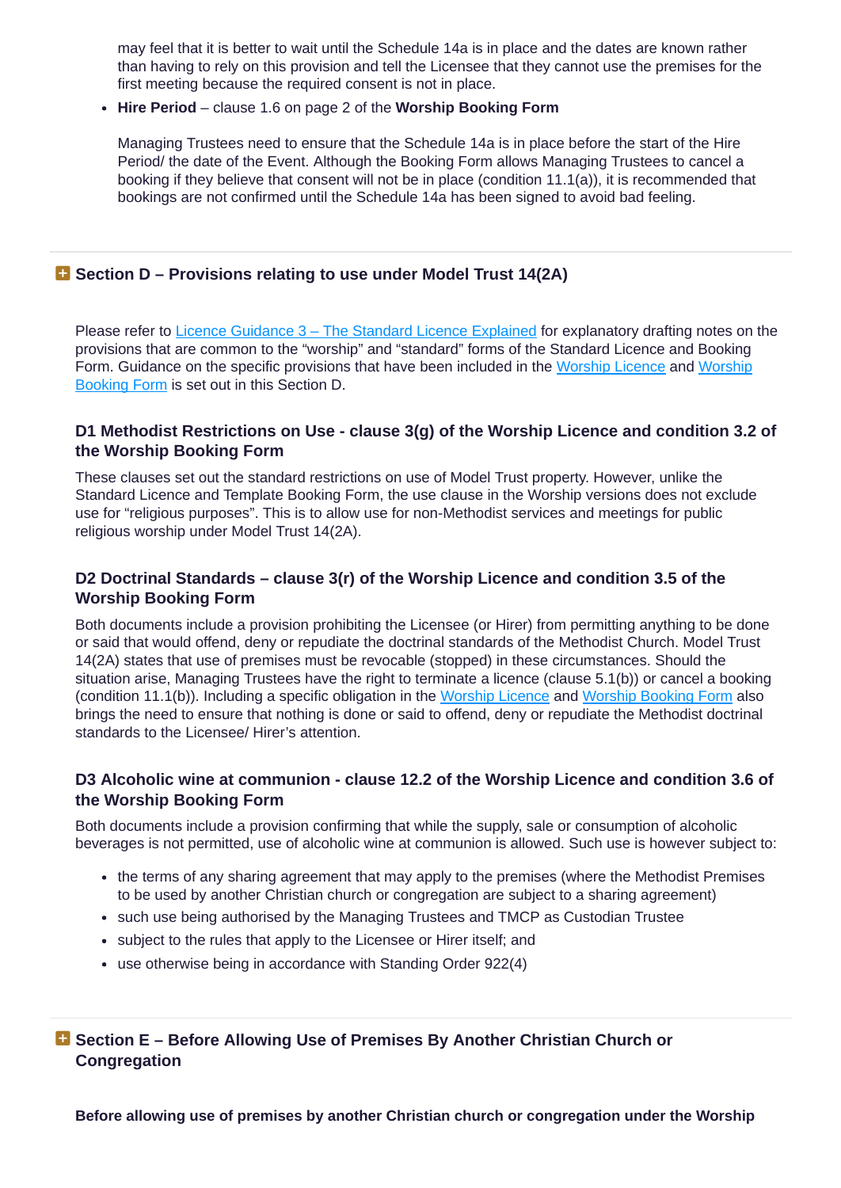may feel that it is better to wait until the Schedule 14a is in place and the dates are known rather than having to rely on this provision and tell the Licensee that they cannot use the premises for the first meeting because the required consent is not in place.

- **Hire Period** – clause 1.6 on page 2 of the **Worship Booking Form**

  Managing Trustees need to ensure that the Schedule 14a is in place before the start of the Hire Period/ the date of the Event. Although the Booking Form allows Managing Trustees to cancel a booking if they believe that consent will not be in place (condition 11.1(a)), it is recommended that bookings are not confirmed until the Schedule 14a has been signed to avoid bad feeling.

## Section D – Provisions relating to use under Model Trust 14(2A)

Please refer to Licence Guidance 3 – The Standard Licence Explained for explanatory drafting notes on the provisions that are common to the "worship" and "standard" forms of the Standard Licence and Booking Form. Guidance on the specific provisions that have been included in the Worship Licence and Worship Booking Form is set out in this Section D.

### D1 Methodist Restrictions on Use - clause 3(g) of the Worship Licence and condition 3.2 of the Worship Booking Form

These clauses set out the standard restrictions on use of Model Trust property. However, unlike the Standard Licence and Template Booking Form, the use clause in the Worship versions does not exclude use for "religious purposes". This is to allow use for non-Methodist services and meetings for public religious worship under Model Trust 14(2A).

### D2 Doctrinal Standards – clause 3(r) of the Worship Licence and condition 3.5 of the Worship Booking Form

Both documents include a provision prohibiting the Licensee (or Hirer) from permitting anything to be done or said that would offend, deny or repudiate the doctrinal standards of the Methodist Church. Model Trust 14(2A) states that use of premises must be revocable (stopped) in these circumstances. Should the situation arise, Managing Trustees have the right to terminate a licence (clause 5.1(b)) or cancel a booking (condition 11.1(b)). Including a specific obligation in the Worship Licence and Worship Booking Form also brings the need to ensure that nothing is done or said to offend, deny or repudiate the Methodist doctrinal standards to the Licensee/ Hirer's attention.

### D3 Alcoholic wine at communion - clause 12.2 of the Worship Licence and condition 3.6 of the Worship Booking Form

Both documents include a provision confirming that while the supply, sale or consumption of alcoholic beverages is not permitted, use of alcoholic wine at communion is allowed. Such use is however subject to:

- the terms of any sharing agreement that may apply to the premises (where the Methodist Premises to be used by another Christian church or congregation are subject to a sharing agreement)
- such use being authorised by the Managing Trustees and TMCP as Custodian Trustee
- subject to the rules that apply to the Licensee or Hirer itself; and
- use otherwise being in accordance with Standing Order 922(4)

## Section E – Before Allowing Use of Premises By Another Christian Church or Congregation

**Before allowing use of premises by another Christian church or congregation under the Worship**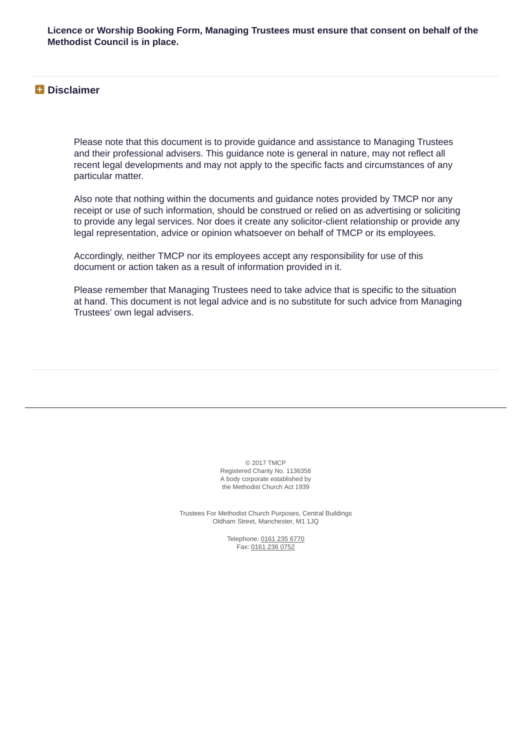**Licence or Worship Booking Form, Managing Trustees must ensure that consent on behalf of the Methodist Council is in place.**

## Disclaimer

Please note that this document is to provide guidance and assistance to Managing Trustees and their professional advisers. This guidance note is general in nature, may not reflect all recent legal developments and may not apply to the specific facts and circumstances of any particular matter.

Also note that nothing within the documents and guidance notes provided by TMCP nor any receipt or use of such information, should be construed or relied on as advertising or soliciting to provide any legal services. Nor does it create any solicitor-client relationship or provide any legal representation, advice or opinion whatsoever on behalf of TMCP or its employees.

Accordingly, neither TMCP nor its employees accept any responsibility for use of this document or action taken as a result of information provided in it.

Please remember that Managing Trustees need to take advice that is specific to the situation at hand. This document is not legal advice and is no substitute for such advice from Managing Trustees' own legal advisers.

---

© 2017 TMCP
Registered Charity No. 1136358
A body corporate established by
the Methodist Church Act 1939

Trustees For Methodist Church Purposes, Central Buildings
Oldham Street, Manchester, M1 1JQ

Telephone: 0161 235 6770
Fax: 0161 236 0752